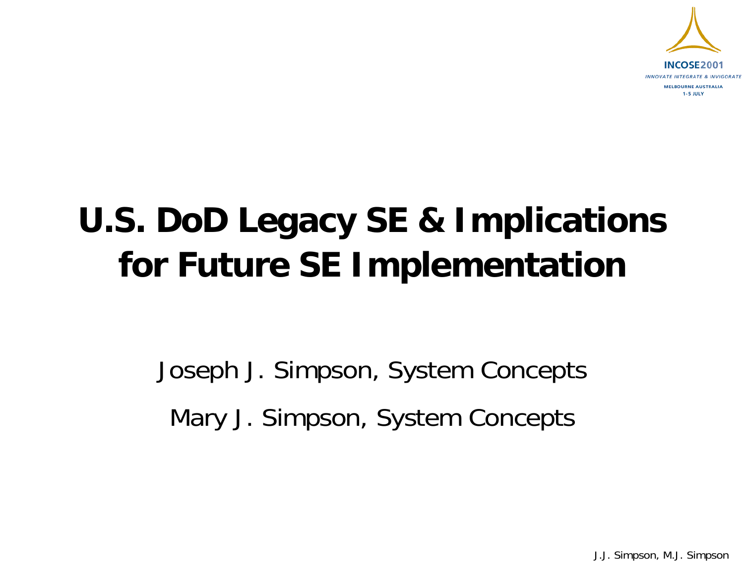INCOSE2001

INNOVATE INTEGRATE & INVIGORATE

MELBOURNE AUSTRALIA

1-5 JULY

# U.S. DoD Legacy SE & Implications for Future SE Implementation

Joseph J. Simpson, System Concepts

Mary J. Simpson, System Concepts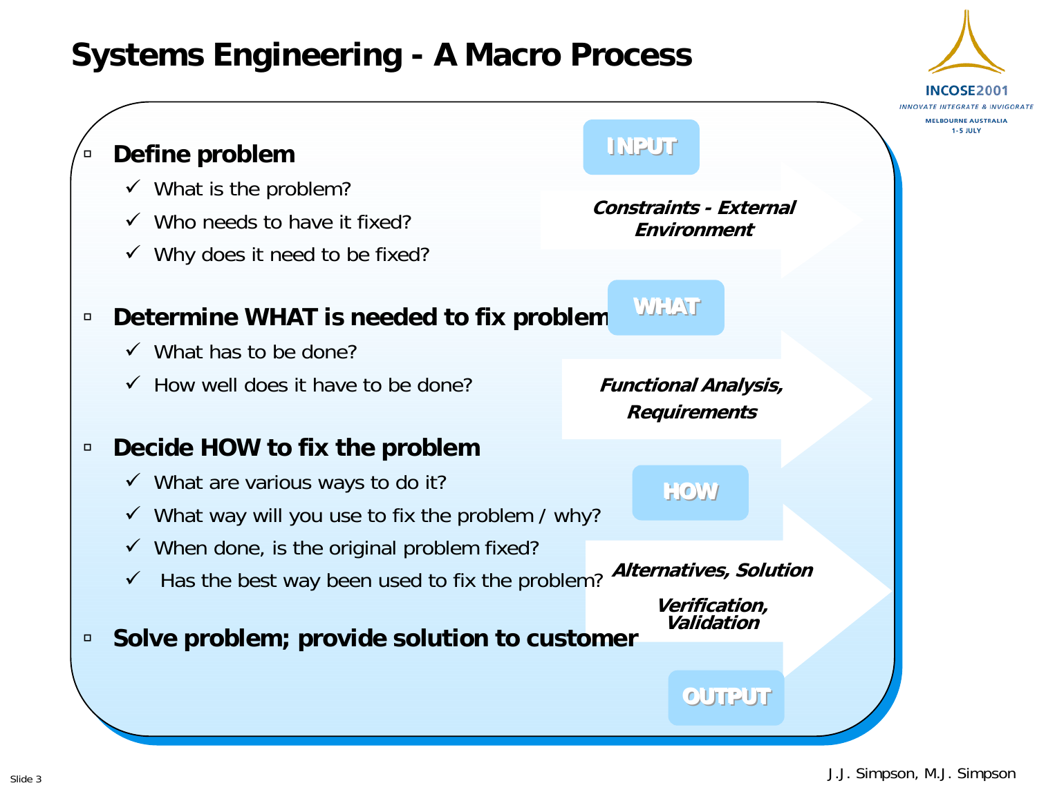# Systems Engineering - A Macro Process

- **Define problem**
  - ✓ What is the problem?
  - ✓ Who needs to have it fixed?
  - ✓ Why does it need to be fixed?
- **Determine WHAT is needed to fix problem**
  - ✓ What has to be done?
  - ✓ How well does it have to be done?
- **Decide HOW to fix the problem**
  - ✓ What are various ways to do it?
  - ✓ What way will you use to fix the problem / why?
  - ✓ When done, is the original problem fixed?
  - ✓ Has the best way been used to fix the problem?
- **Solve problem; provide solution to customer**

**INPUT**

***Constraints - External Environment***

**WHAT**

***Functional Analysis, Requirements***

**HOW**

***Alternatives, Solution***

***Verification, Validation***

**OUTPUT**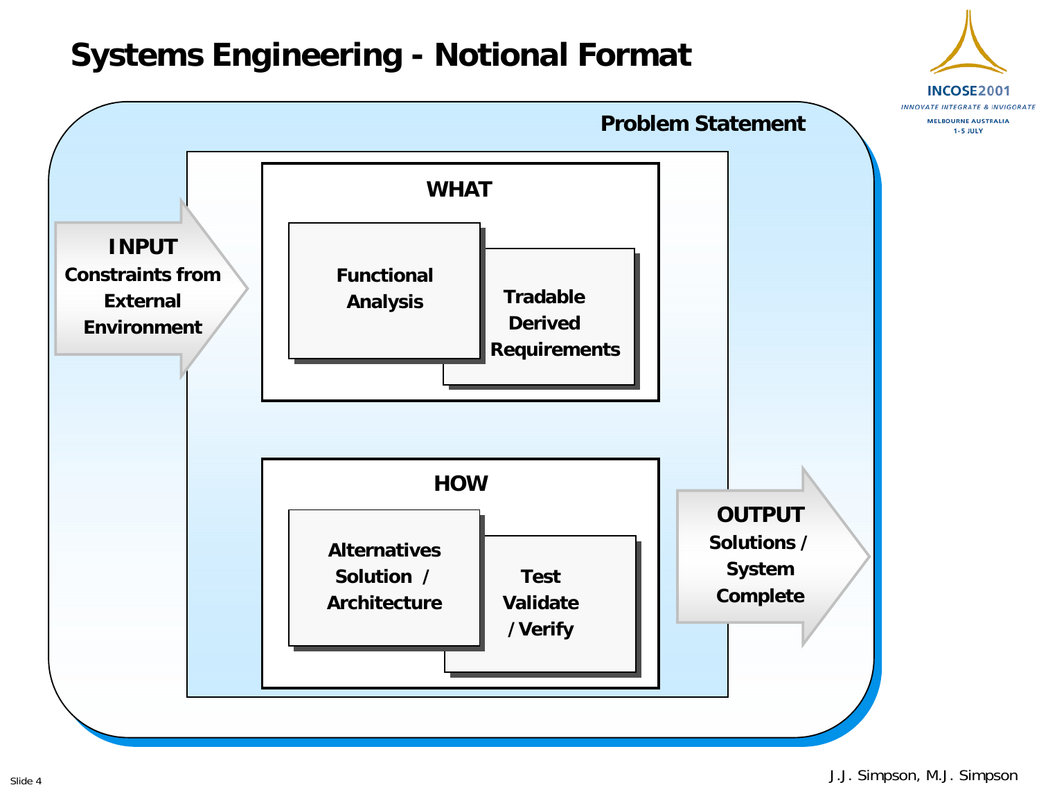# Systems Engineering - Notional Format

**Problem Statement**

**INPUT**
Constraints from External Environment

**WHAT**

- Functional Analysis
- Tradable Derived Requirements

**HOW**

- Alternatives Solution / Architecture
- Test Validate / Verify

**OUTPUT**
Solutions / System Complete

J.J. Simpson, M.J. Simpson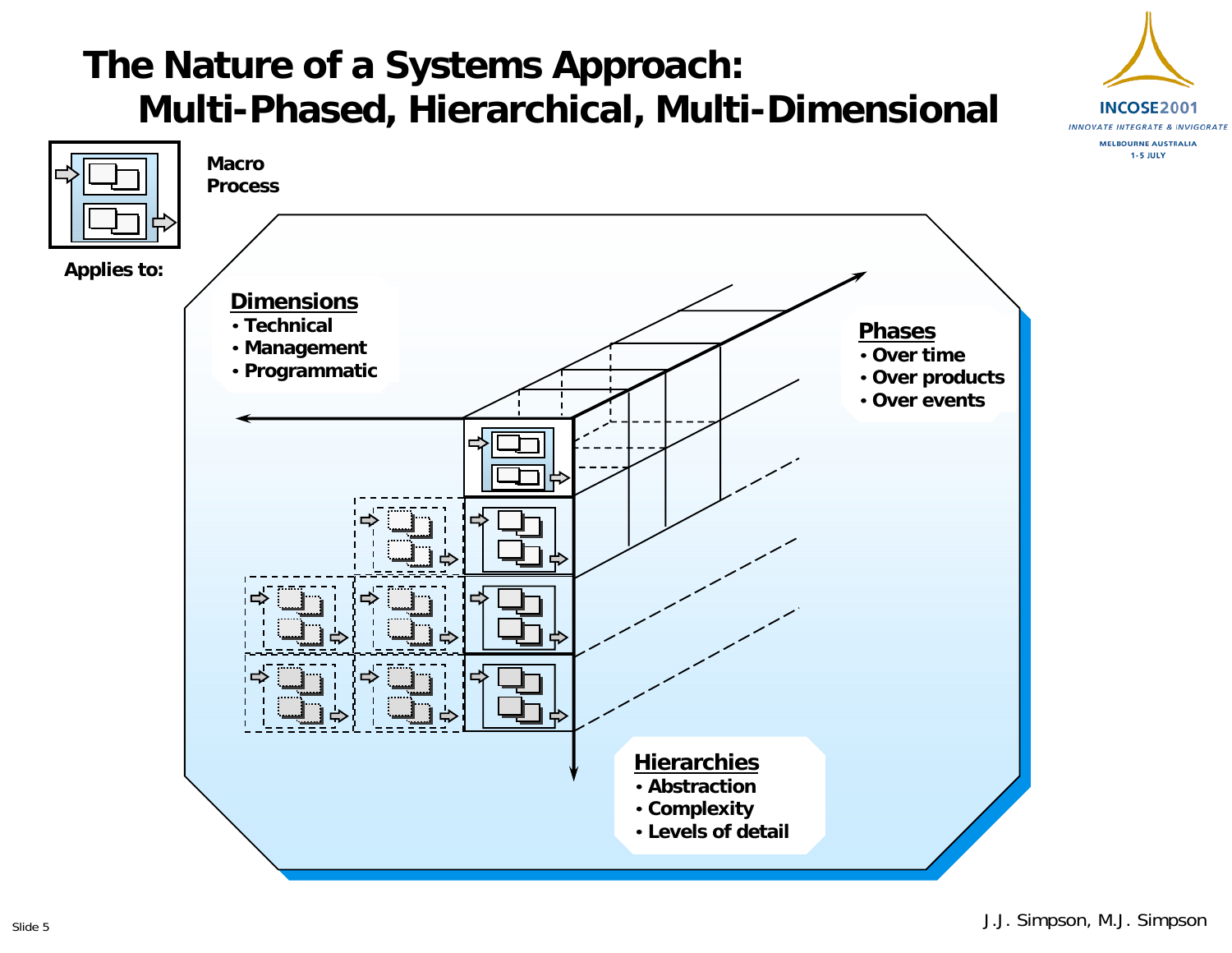# The Nature of a Systems Approach: Multi-Phased, Hierarchical, Multi-Dimensional

Macro Process

Applies to:

**Dimensions**
- Technical
- Management
- Programmatic

**Phases**
- Over time
- Over products
- Over events

**Hierarchies**
- Abstraction
- Complexity
- Levels of detail

J.J. Simpson, M.J. Simpson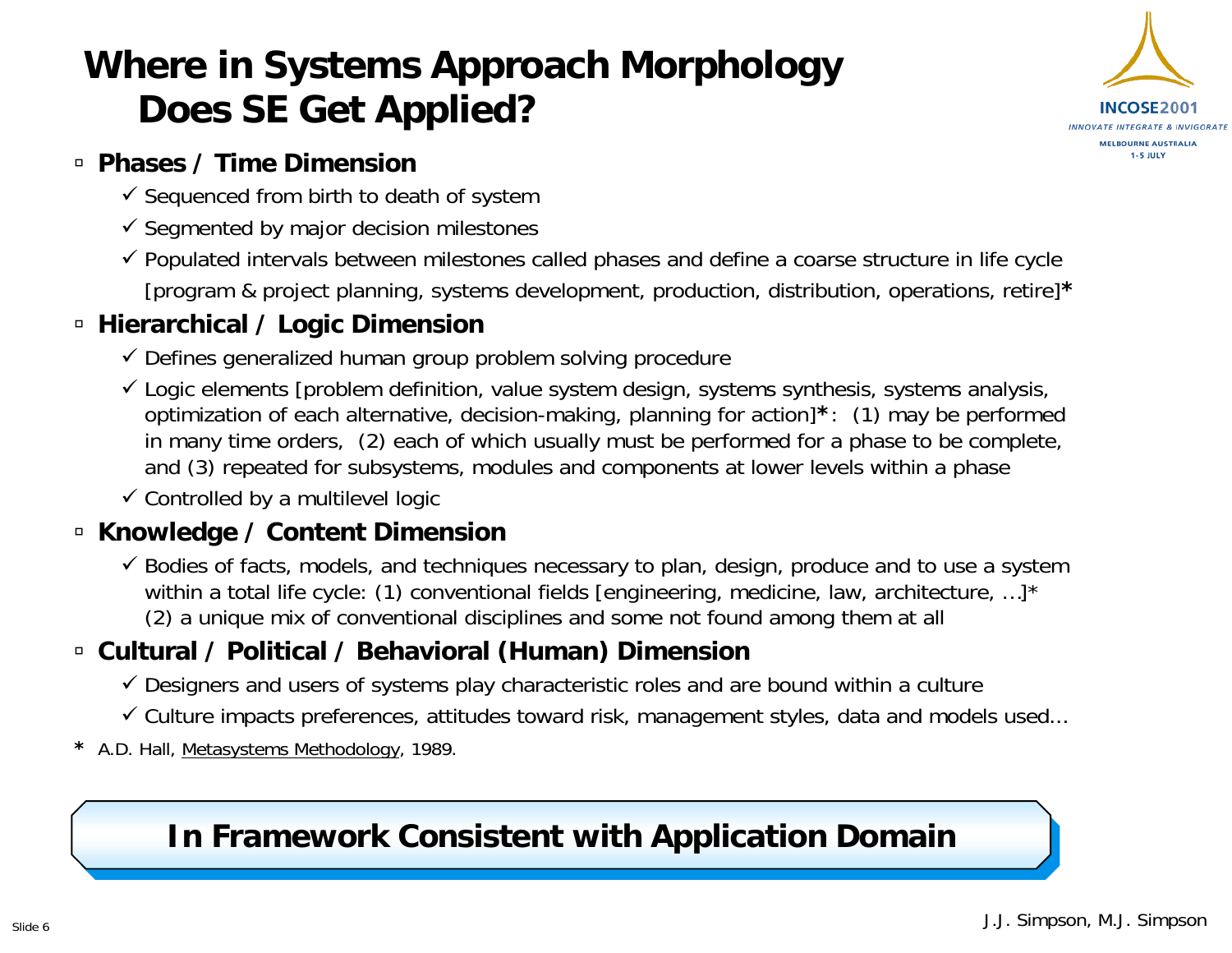# Where in Systems Approach Morphology Does SE Get Applied?

- **Phases / Time Dimension**
  - ✓ Sequenced from birth to death of system
  - ✓ Segmented by major decision milestones
  - ✓ Populated intervals between milestones called phases and define a coarse structure in life cycle [program & project planning, systems development, production, distribution, operations, retire]**\***
- **Hierarchical / Logic Dimension**
  - ✓ Defines generalized human group problem solving procedure
  - ✓ Logic elements [problem definition, value system design, systems synthesis, systems analysis, optimization of each alternative, decision-making, planning for action]**\***: (1) may be performed in many time orders, (2) each of which usually must be performed for a phase to be complete, and (3) repeated for subsystems, modules and components at lower levels within a phase
  - ✓ Controlled by a multilevel logic
- **Knowledge / Content Dimension**
  - ✓ Bodies of facts, models, and techniques necessary to plan, design, produce and to use a system within a total life cycle: (1) conventional fields [engineering, medicine, law, architecture, …]* (2) a unique mix of conventional disciplines and some not found among them at all
- **Cultural / Political / Behavioral (Human) Dimension**
  - ✓ Designers and users of systems play characteristic roles and are bound within a culture
  - ✓ Culture impacts preferences, attitudes toward risk, management styles, data and models used…

**\*** A.D. Hall, Metasystems Methodology, 1989.

**In Framework Consistent with Application Domain**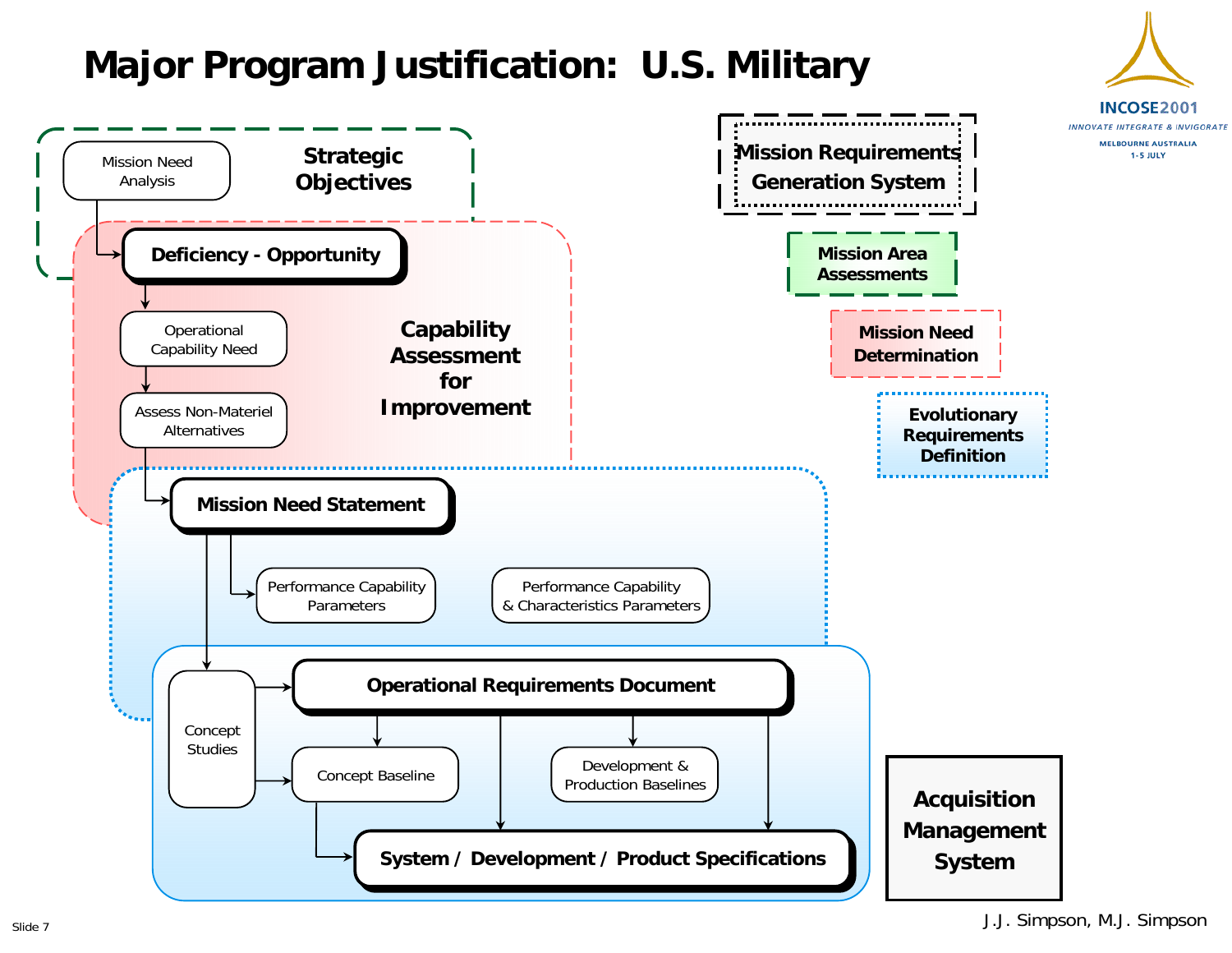# Major Program Justification: U.S. Military

**Strategic Objectives**

- Mission Need Analysis
- **Deficiency - Opportunity**

**Capability Assessment for Improvement**

- Operational Capability Need
- Assess Non-Materiel Alternatives
- **Mission Need Statement**
- Performance Capability Parameters
- Performance Capability & Characteristics Parameters
- Concept Studies
- **Operational Requirements Document**
- Concept Baseline
- Development & Production Baselines
- **System / Development / Product Specifications**

**Mission Requirements Generation System**

- **Mission Area Assessments**
- **Mission Need Determination**
- **Evolutionary Requirements Definition**

**Acquisition Management System**

J.J. Simpson, M.J. Simpson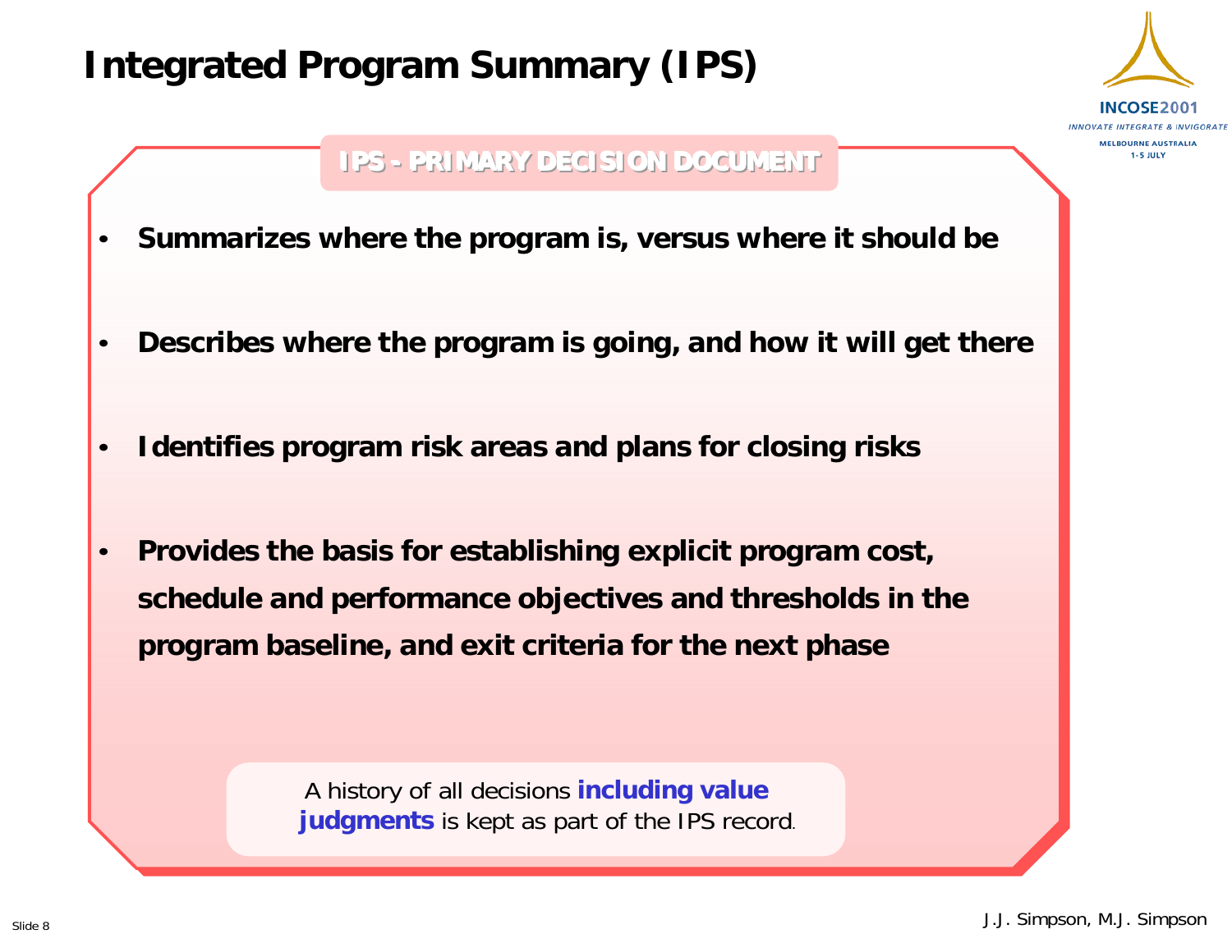# Integrated Program Summary (IPS)

## IPS - PRIMARY DECISION DOCUMENT

- **Summarizes where the program is, versus where it should be**
- **Describes where the program is going, and how it will get there**
- **Identifies program risk areas and plans for closing risks**
- **Provides the basis for establishing explicit program cost, schedule and performance objectives and thresholds in the program baseline, and exit criteria for the next phase**

A history of all decisions **including value judgments** is kept as part of the IPS record.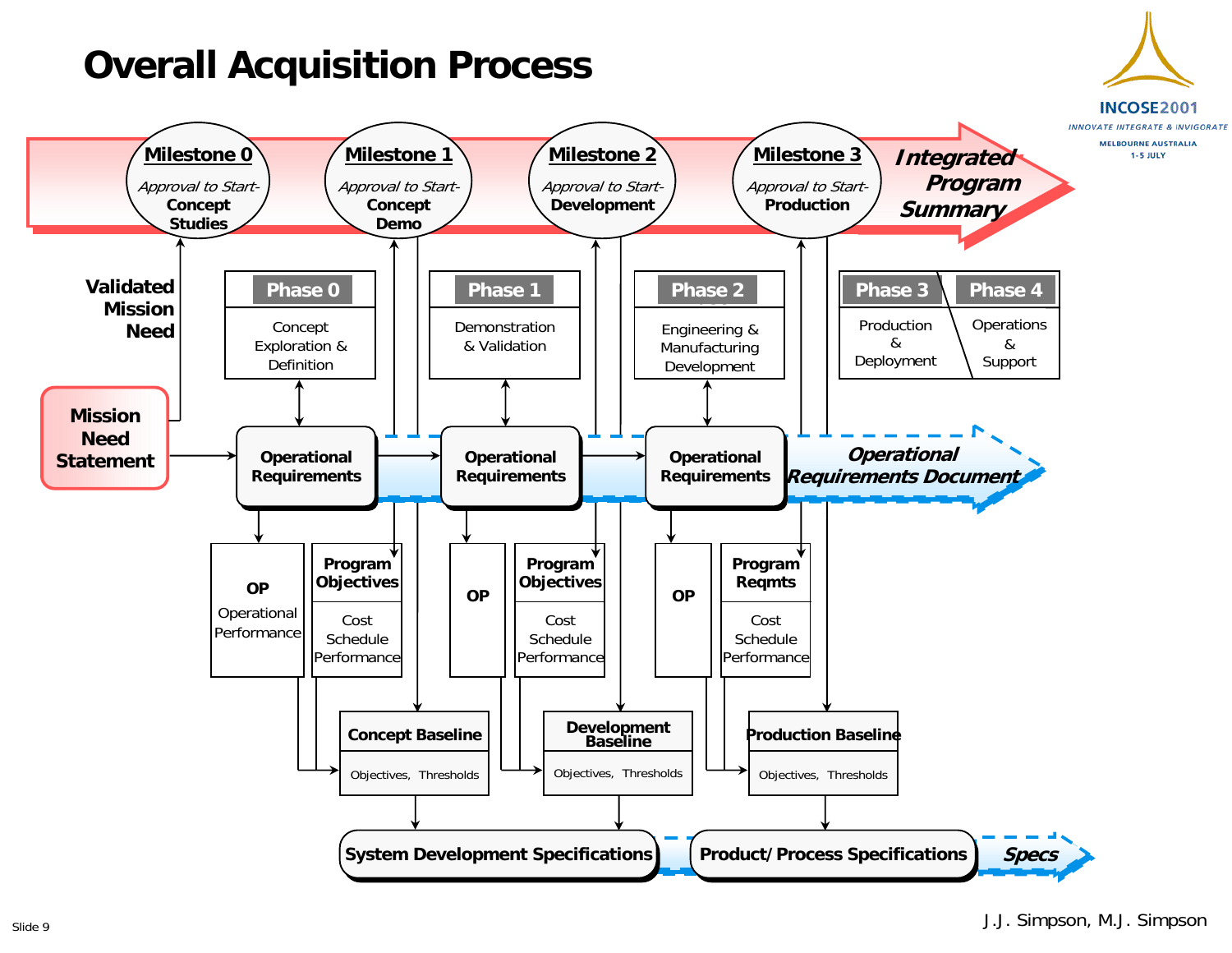# Overall Acquisition Process

**Integrated Program Summary**

- **Milestone 0** — *Approval to Start-* **Concept Studies**
- **Milestone 1** — *Approval to Start-* **Concept Demo**
- **Milestone 2** — *Approval to Start-* **Development**
- **Milestone 3** — *Approval to Start-* **Production**

**Validated Mission Need**

**Mission Need Statement**

- **Phase 0** — Concept Exploration & Definition
- **Phase 1** — Demonstration & Validation
- **Phase 2** — Engineering & Manufacturing Development
- **Phase 3** — Production & Deployment
- **Phase 4** — Operations & Support

**Operational Requirements** → **Operational Requirements** → **Operational Requirements** — ***Operational Requirements Document***

- **OP** Operational Performance | **Program Objectives** Cost Schedule Performance
- **OP** | **Program Objectives** Cost Schedule Performance
- **OP** | **Program Reqmts** Cost Schedule Performance

- **Concept Baseline** — Objectives, Thresholds
- **Development Baseline** — Objectives, Thresholds
- **Production Baseline** — Objectives, Thresholds

**System Development Specifications** — **Product/ Process Specifications** — ***Specs***

J.J. Simpson, M.J. Simpson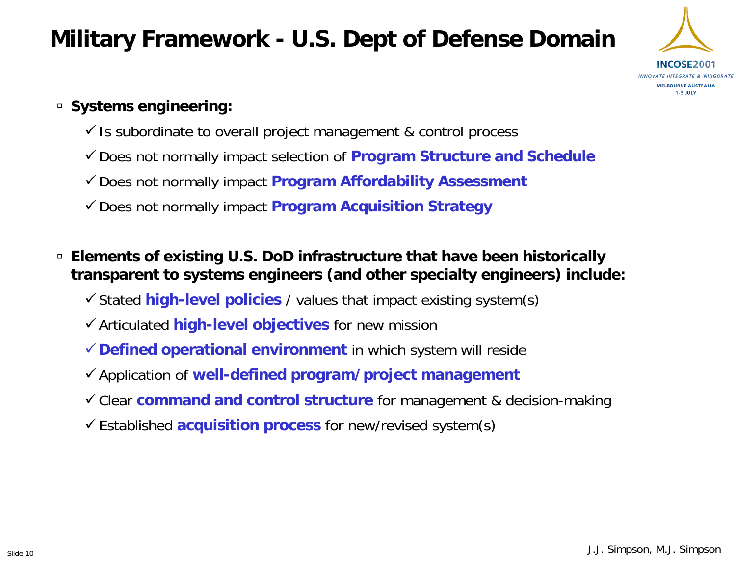# Military Framework - U.S. Dept of Defense Domain

- **Systems engineering:**
  - ✓ Is subordinate to overall project management & control process
  - ✓ Does not normally impact selection of **Program Structure and Schedule**
  - ✓ Does not normally impact **Program Affordability Assessment**
  - ✓ Does not normally impact **Program Acquisition Strategy**

- **Elements of existing U.S. DoD infrastructure that have been historically transparent to systems engineers (and other specialty engineers) include:**
  - ✓ Stated **high-level policies** / values that impact existing system(s)
  - ✓ Articulated **high-level objectives** for new mission
  - ✓ **Defined operational environment** in which system will reside
  - ✓ Application of **well-defined program/project management**
  - ✓ Clear **command and control structure** for management & decision-making
  - ✓ Established **acquisition process** for new/revised system(s)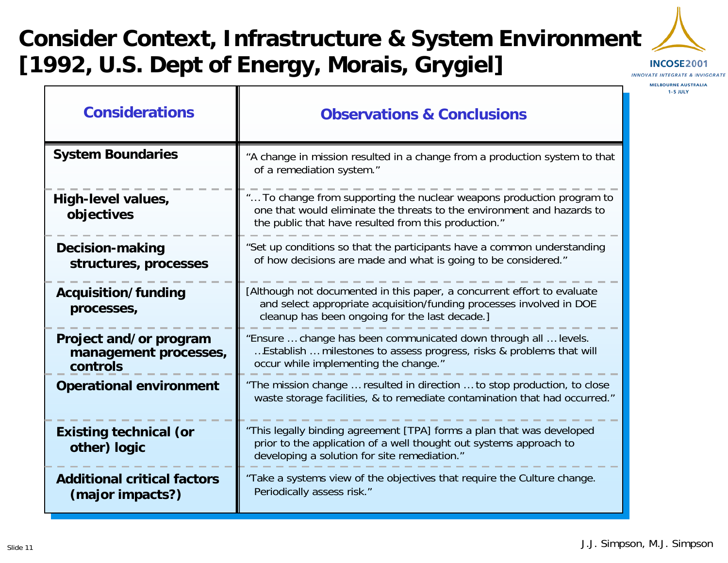# Consider Context, Infrastructure & System Environment [1992, U.S. Dept of Energy, Morais, Grygiel]

| Considerations | Observations & Conclusions |
|---|---|
| **System Boundaries** | "A change in mission resulted in a change from a production system to that of a remediation system." |
| **High-level values, objectives** | "… To change from supporting the nuclear weapons production program to one that would eliminate the threats to the environment and hazards to the public that have resulted from this production." |
| **Decision-making structures, processes** | "Set up conditions so that the participants have a common understanding of how decisions are made and what is going to be considered." |
| **Acquisition/funding processes,** | [Although not documented in this paper, a concurrent effort to evaluate and select appropriate acquisition/funding processes involved in DOE cleanup has been ongoing for the last decade.] |
| **Project and/or program management processes, controls** | "Ensure … change has been communicated down through all … levels. …Establish … milestones to assess progress, risks & problems that will occur while implementing the change." |
| **Operational environment** | "The mission change … resulted in direction … to stop production, to close waste storage facilities, & to remediate contamination that had occurred." |
| **Existing technical (or other) logic** | "This legally binding agreement [TPA] forms a plan that was developed prior to the application of a well thought out systems approach to developing a solution for site remediation." |
| **Additional critical factors (major impacts?)** | "Take a systems view of the objectives that require the Culture change. Periodically assess risk." |

J.J. Simpson, M.J. Simpson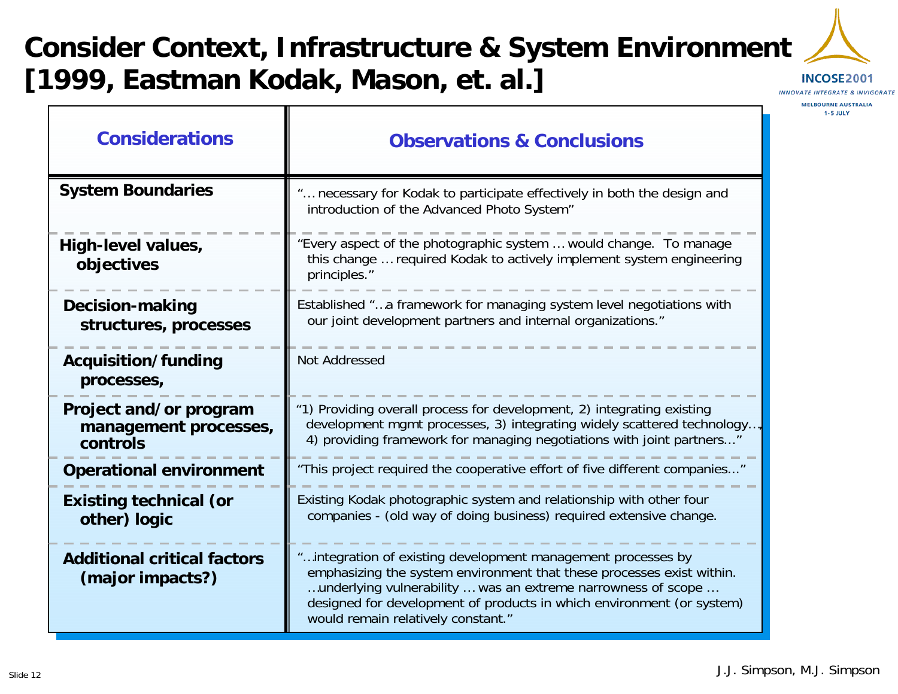# Consider Context, Infrastructure & System Environment [1999, Eastman Kodak, Mason, et. al.]

| Considerations | Observations & Conclusions |
|---|---|
| System Boundaries | "… necessary for Kodak to participate effectively in both the design and introduction of the Advanced Photo System" |
| High-level values, objectives | "Every aspect of the photographic system … would change. To manage this change … required Kodak to actively implement system engineering principles." |
| Decision-making structures, processes | Established "…a framework for managing system level negotiations with our joint development partners and internal organizations." |
| Acquisition/funding processes, | Not Addressed |
| Project and/or program management processes, controls | "1) Providing overall process for development, 2) integrating existing development mgmt processes, 3) integrating widely scattered technology…, 4) providing framework for managing negotiations with joint partners…" |
| Operational environment | "This project required the cooperative effort of five different companies…" |
| Existing technical (or other) logic | Existing Kodak photographic system and relationship with other four companies - (old way of doing business) required extensive change. |
| Additional critical factors (major impacts?) | "…integration of existing development management processes by emphasizing the system environment that these processes exist within. …underlying vulnerability … was an extreme narrowness of scope … designed for development of products in which environment (or system) would remain relatively constant." |

J.J. Simpson, M.J. Simpson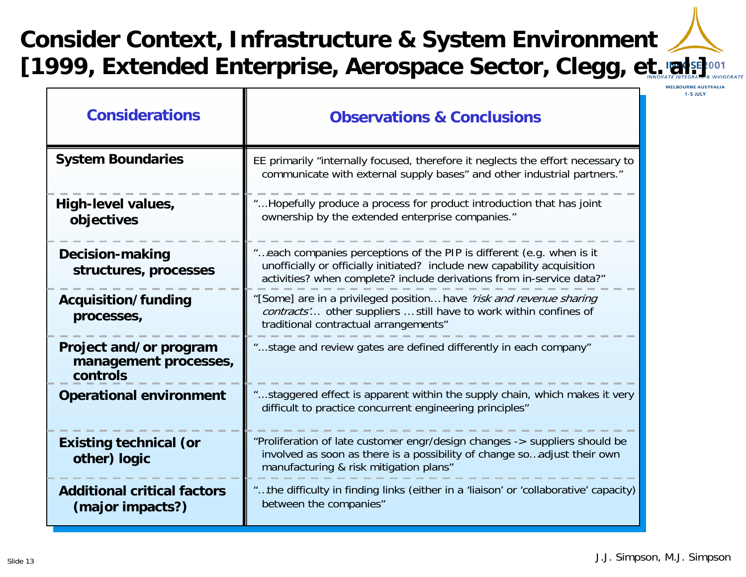# Consider Context, Infrastructure & System Environment [1999, Extended Enterprise, Aerospace Sector, Clegg, et. al.]

| Considerations | Observations & Conclusions |
|---|---|
| **System Boundaries** | EE primarily "internally focused, therefore it neglects the effort necessary to communicate with external supply bases" and other industrial partners." |
| **High-level values, objectives** | "…Hopefully produce a process for product introduction that has joint ownership by the extended enterprise companies." |
| **Decision-making structures, processes** | "…each companies perceptions of the PIP is different (e.g. when is it unofficially or officially initiated? include new capability acquisition activities? when complete? include derivations from in-service data?" |
| **Acquisition/funding processes,** | "[Some] are in a privileged position… have *'risk and revenue sharing contracts'*… other suppliers … still have to work within confines of traditional contractual arrangements" |
| **Project and/or program management processes, controls** | "…stage and review gates are defined differently in each company" |
| **Operational environment** | "…staggered effect is apparent within the supply chain, which makes it very difficult to practice concurrent engineering principles" |
| **Existing technical (or other) logic** | "Proliferation of late customer engr/design changes -> suppliers should be involved as soon as there is a possibility of change so…adjust their own manufacturing & risk mitigation plans" |
| **Additional critical factors (major impacts?)** | "…the difficulty in finding links (either in a 'liaison' or 'collaborative' capacity) between the companies" |

J.J. Simpson, M.J. Simpson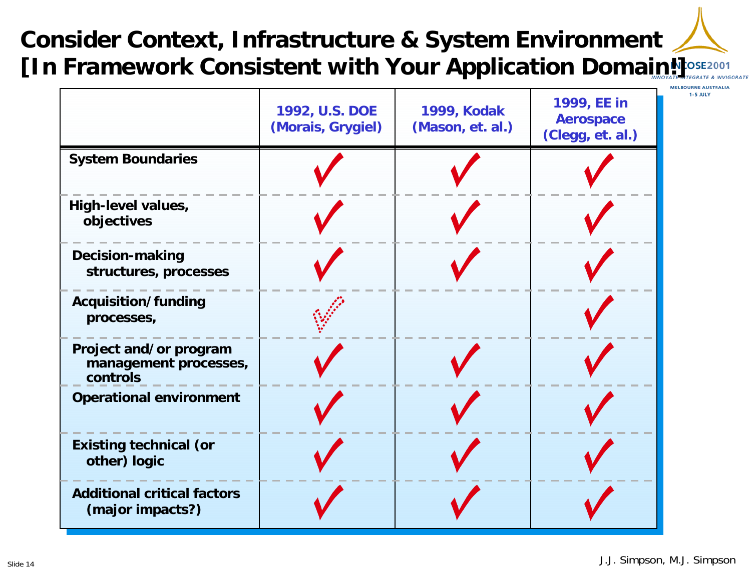# Consider Context, Infrastructure & System Environment [In Framework Consistent with Your Application Domain!]

| | 1992, U.S. DOE (Morais, Grygiel) | 1999, Kodak (Mason, et. al.) | 1999, EE in Aerospace (Clegg, et. al.) |
|---|---|---|---|
| System Boundaries | ✓ | ✓ | ✓ |
| High-level values, objectives | ✓ | ✓ | ✓ |
| Decision-making structures, processes | ✓ | ✓ | ✓ |
| Acquisition/funding processes, | ✓ (dotted) | | ✓ |
| Project and/or program management processes, controls | ✓ | ✓ | ✓ |
| Operational environment | ✓ | ✓ | ✓ |
| Existing technical (or other) logic | ✓ | ✓ | ✓ |
| Additional critical factors (major impacts?) | ✓ | ✓ | ✓ |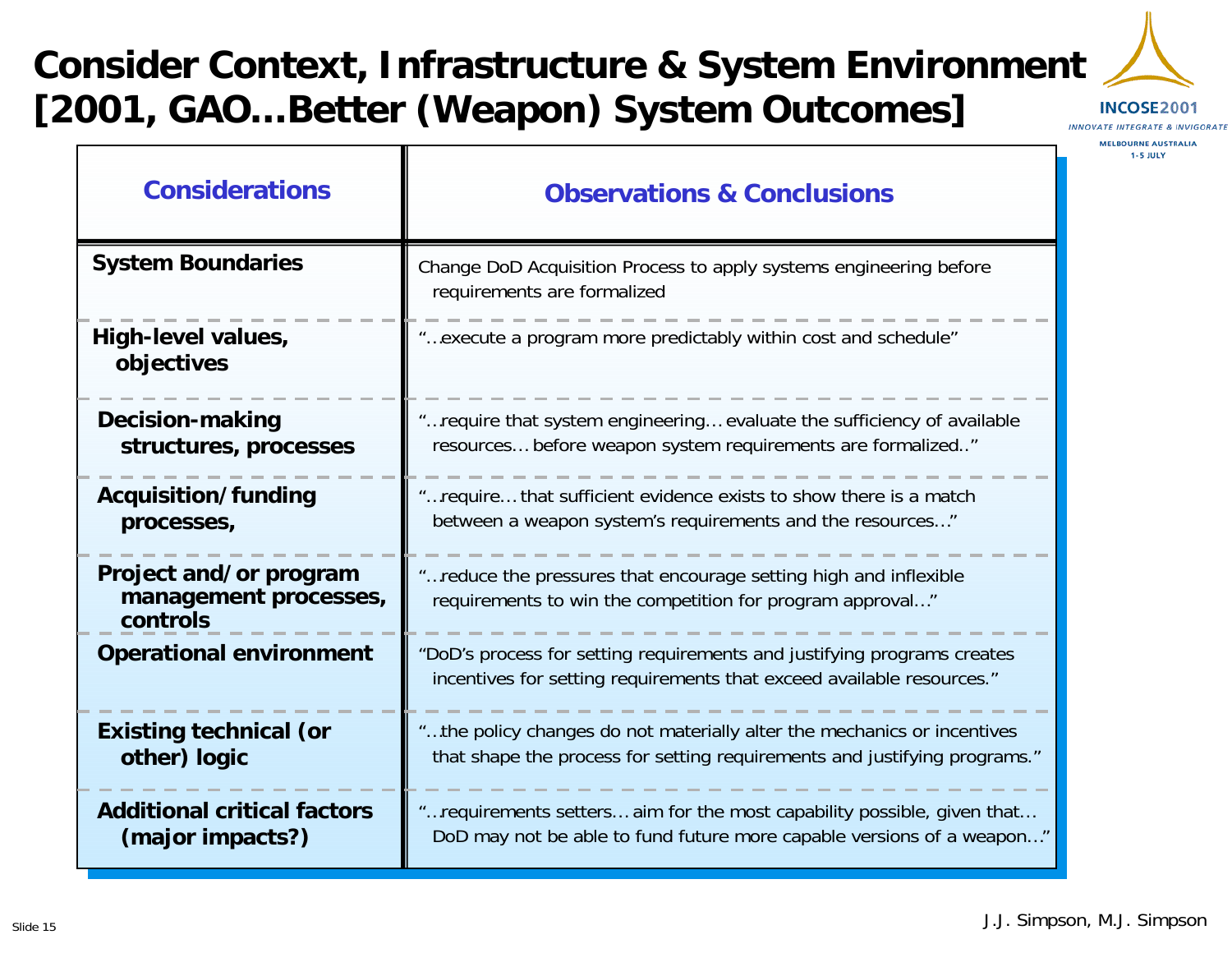# Consider Context, Infrastructure & System Environment [2001, GAO…Better (Weapon) System Outcomes]

| Considerations | Observations & Conclusions |
| --- | --- |
| **System Boundaries** | Change DoD Acquisition Process to apply systems engineering before requirements are formalized |
| **High-level values, objectives** | "…execute a program more predictably within cost and schedule" |
| **Decision-making structures, processes** | "…require that system engineering… evaluate the sufficiency of available resources… before weapon system requirements are formalized.." |
| **Acquisition/funding processes,** | "…require… that sufficient evidence exists to show there is a match between a weapon system's requirements and the resources…" |
| **Project and/or program management processes, controls** | "…reduce the pressures that encourage setting high and inflexible requirements to win the competition for program approval…" |
| **Operational environment** | "DoD's process for setting requirements and justifying programs creates incentives for setting requirements that exceed available resources." |
| **Existing technical (or other) logic** | "…the policy changes do not materially alter the mechanics or incentives that shape the process for setting requirements and justifying programs." |
| **Additional critical factors (major impacts?)** | "…requirements setters… aim for the most capability possible, given that… DoD may not be able to fund future more capable versions of a weapon…" |